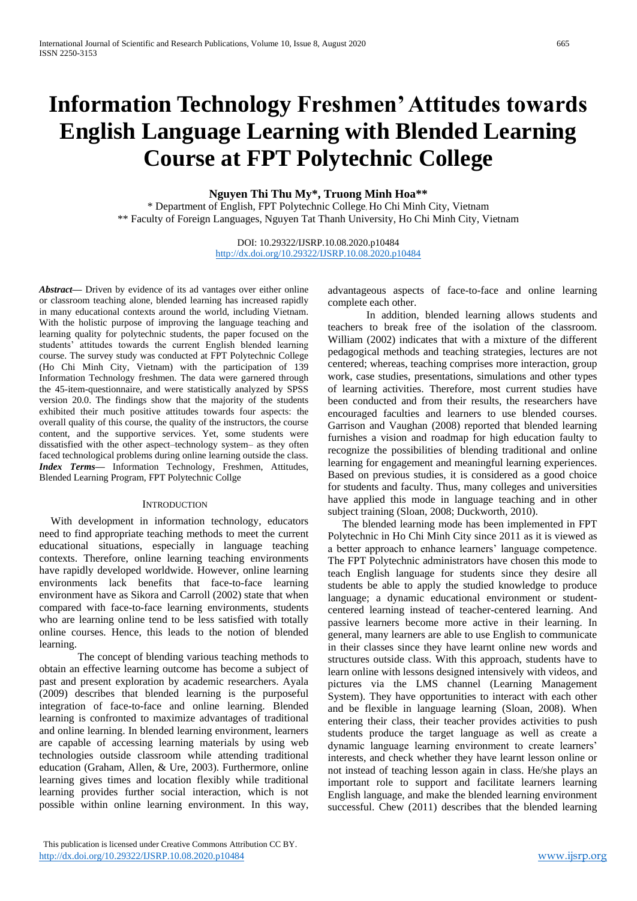# Information Technology Freshmen' Attitudes towards English Language Learning with Blended Learning Course at FPT Polytechnic College

**Nguyen Thi Thu My\*, Truong Minh Hoa\*\***

\* Department of English, FPT Polytechnic College, Ho Chi Minh City, Vietnam
\*\* Faculty of Foreign Languages, Nguyen Tat Thanh University, Ho Chi Minh City, Vietnam

DOI: 10.29322/IJSRP.10.08.2020.p10484
http://dx.doi.org/10.29322/IJSRP.10.08.2020.p10484

***Abstract*****—** Driven by evidence of its ad vantages over either online or classroom teaching alone, blended learning has increased rapidly in many educational contexts around the world, including Vietnam. With the holistic purpose of improving the language teaching and learning quality for polytechnic students, the paper focused on the students' attitudes towards the current English blended learning course. The survey study was conducted at FPT Polytechnic College (Ho Chi Minh City, Vietnam) with the participation of 139 Information Technology freshmen. The data were garnered through the 45-item-questionnaire, and were statistically analyzed by SPSS version 20.0. The findings show that the majority of the students exhibited their much positive attitudes towards four aspects: the overall quality of this course, the quality of the instructors, the course content, and the supportive services. Yet, some students were dissatisfied with the other aspect–technology system– as they often faced technological problems during online learning outside the class.

***Index Terms*****—** Information Technology, Freshmen, Attitudes, Blended Learning Program, FPT Polytechnic Collge

## INTRODUCTION

With development in information technology, educators need to find appropriate teaching methods to meet the current educational situations, especially in language teaching contexts. Therefore, online learning teaching environments have rapidly developed worldwide. However, online learning environments lack benefits that face-to-face learning environment have as Sikora and Carroll (2002) state that when compared with face-to-face learning environments, students who are learning online tend to be less satisfied with totally online courses. Hence, this leads to the notion of blended learning.

The concept of blending various teaching methods to obtain an effective learning outcome has become a subject of past and present exploration by academic researchers. Ayala (2009) describes that blended learning is the purposeful integration of face-to-face and online learning. Blended learning is confronted to maximize advantages of traditional and online learning. In blended learning environment, learners are capable of accessing learning materials by using web technologies outside classroom while attending traditional education (Graham, Allen, & Ure, 2003). Furthermore, online learning gives times and location flexibly while traditional learning provides further social interaction, which is not possible within online learning environment. In this way, advantageous aspects of face-to-face and online learning complete each other.

In addition, blended learning allows students and teachers to break free of the isolation of the classroom. William (2002) indicates that with a mixture of the different pedagogical methods and teaching strategies, lectures are not centered; whereas, teaching comprises more interaction, group work, case studies, presentations, simulations and other types of learning activities. Therefore, most current studies have been conducted and from their results, the researchers have encouraged faculties and learners to use blended courses. Garrison and Vaughan (2008) reported that blended learning furnishes a vision and roadmap for high education faulty to recognize the possibilities of blending traditional and online learning for engagement and meaningful learning experiences. Based on previous studies, it is considered as a good choice for students and faculty. Thus, many colleges and universities have applied this mode in language teaching and in other subject training (Sloan, 2008; Duckworth, 2010).

The blended learning mode has been implemented in FPT Polytechnic in Ho Chi Minh City since 2011 as it is viewed as a better approach to enhance learners' language competence. The FPT Polytechnic administrators have chosen this mode to teach English language for students since they desire all students be able to apply the studied knowledge to produce language; a dynamic educational environment or student-centered learning instead of teacher-centered learning. And passive learners become more active in their learning. In general, many learners are able to use English to communicate in their classes since they have learnt online new words and structures outside class. With this approach, students have to learn online with lessons designed intensively with videos, and pictures via the LMS channel (Learning Management System). They have opportunities to interact with each other and be flexible in language learning (Sloan, 2008). When entering their class, their teacher provides activities to push students produce the target language as well as create a dynamic language learning environment to create learners' interests, and check whether they have learnt lesson online or not instead of teaching lesson again in class. He/she plays an important role to support and facilitate learners learning English language, and make the blended learning environment successful. Chew (2011) describes that the blended learning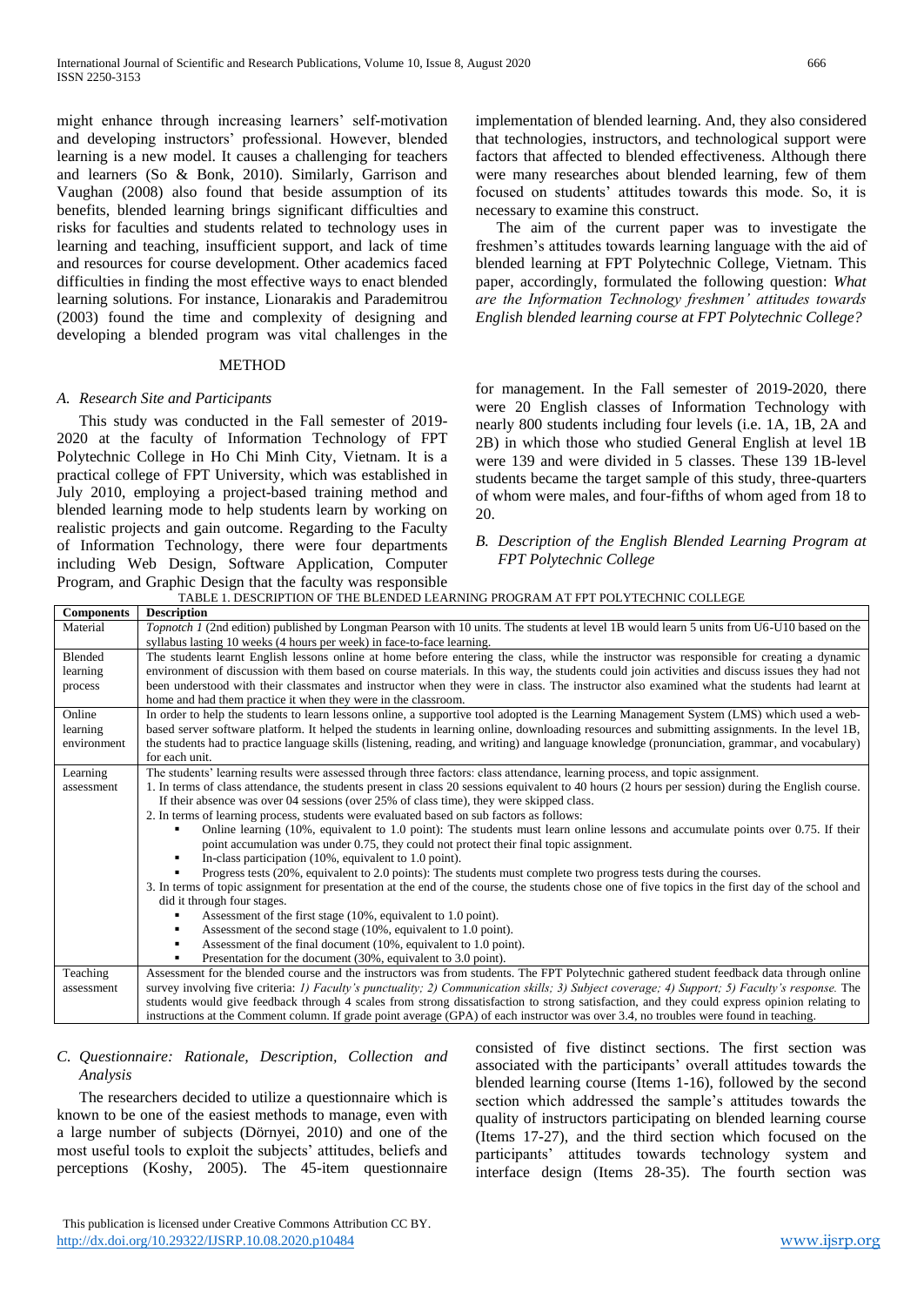might enhance through increasing learners' self-motivation and developing instructors' professional. However, blended learning is a new model. It causes a challenging for teachers and learners (So & Bonk, 2010). Similarly, Garrison and Vaughan (2008) also found that beside assumption of its benefits, blended learning brings significant difficulties and risks for faculties and students related to technology uses in learning and teaching, insufficient support, and lack of time and resources for course development. Other academics faced difficulties in finding the most effective ways to enact blended learning solutions. For instance, Lionarakis and Parademitrou (2003) found the time and complexity of designing and developing a blended program was vital challenges in the implementation of blended learning. And, they also considered that technologies, instructors, and technological support were factors that affected to blended effectiveness. Although there were many researches about blended learning, few of them focused on students' attitudes towards this mode. So, it is necessary to examine this construct.

The aim of the current paper was to investigate the freshmen's attitudes towards learning language with the aid of blended learning at FPT Polytechnic College, Vietnam. This paper, accordingly, formulated the following question: *What are the Information Technology freshmen' attitudes towards English blended learning course at FPT Polytechnic College?*

## METHOD

### *A. Research Site and Participants*

This study was conducted in the Fall semester of 2019-2020 at the faculty of Information Technology of FPT Polytechnic College in Ho Chi Minh City, Vietnam. It is a practical college of FPT University, which was established in July 2010, employing a project-based training method and blended learning mode to help students learn by working on realistic projects and gain outcome. Regarding to the Faculty of Information Technology, there were four departments including Web Design, Software Application, Computer Program, and Graphic Design that the faculty was responsible for management. In the Fall semester of 2019-2020, there were 20 English classes of Information Technology with nearly 800 students including four levels (i.e. 1A, 1B, 2A and 2B) in which those who studied General English at level 1B were 139 and were divided in 5 classes. These 139 1B-level students became the target sample of this study, three-quarters of whom were males, and four-fifths of whom aged from 18 to 20.

### *B. Description of the English Blended Learning Program at FPT Polytechnic College*

TABLE 1. DESCRIPTION OF THE BLENDED LEARNING PROGRAM AT FPT POLYTECHNIC COLLEGE

| Components | Description |
|---|---|
| Material | *Topnotch 1* (2nd edition) published by Longman Pearson with 10 units. The students at level 1B would learn 5 units from U6-U10 based on the syllabus lasting 10 weeks (4 hours per week) in face-to-face learning. |
| Blended learning process | The students learnt English lessons online at home before entering the class, while the instructor was responsible for creating a dynamic environment of discussion with them based on course materials. In this way, the students could join activities and discuss issues they had not been understood with their classmates and instructor when they were in class. The instructor also examined what the students had learnt at home and had them practice it when they were in the classroom. |
| Online learning environment | In order to help the students to learn lessons online, a supportive tool adopted is the Learning Management System (LMS) which used a web-based server software platform. It helped the students in learning online, downloading resources and submitting assignments. In the level 1B, the students had to practice language skills (listening, reading, and writing) and language knowledge (pronunciation, grammar, and vocabulary) for each unit. |
| Learning assessment | The students' learning results were assessed through three factors: class attendance, learning process, and topic assignment.<br>1. In terms of class attendance, the students present in class 20 sessions equivalent to 40 hours (2 hours per session) during the English course. If their absence was over 04 sessions (over 25% of class time), they were skipped class.<br>2. In terms of learning process, students were evaluated based on sub factors as follows:<br>▪ Online learning (10%, equivalent to 1.0 point): The students must learn online lessons and accumulate points over 0.75. If their point accumulation was under 0.75, they could not protect their final topic assignment.<br>▪ In-class participation (10%, equivalent to 1.0 point).<br>▪ Progress tests (20%, equivalent to 2.0 points): The students must complete two progress tests during the courses.<br>3. In terms of topic assignment for presentation at the end of the course, the students chose one of five topics in the first day of the school and did it through four stages.<br>▪ Assessment of the first stage (10%, equivalent to 1.0 point).<br>▪ Assessment of the second stage (10%, equivalent to 1.0 point).<br>▪ Assessment of the final document (10%, equivalent to 1.0 point).<br>▪ Presentation for the document (30%, equivalent to 3.0 point). |
| Teaching assessment | Assessment for the blended course and the instructors was from students. The FPT Polytechnic gathered student feedback data through online survey involving five criteria: *1) Faculty's punctuality; 2) Communication skills; 3) Subject coverage; 4) Support; 5) Faculty's response.* The students would give feedback through 4 scales from strong dissatisfaction to strong satisfaction, and they could express opinion relating to instructions at the Comment column. If grade point average (GPA) of each instructor was over 3.4, no troubles were found in teaching. |

### *C. Questionnaire: Rationale, Description, Collection and Analysis*

The researchers decided to utilize a questionnaire which is known to be one of the easiest methods to manage, even with a large number of subjects (Dörnyei, 2010) and one of the most useful tools to exploit the subjects' attitudes, beliefs and perceptions (Koshy, 2005). The 45-item questionnaire consisted of five distinct sections. The first section was associated with the participants' overall attitudes towards the blended learning course (Items 1-16), followed by the second section which addressed the sample's attitudes towards the quality of instructors participating on blended learning course (Items 17-27), and the third section which focused on the participants' attitudes towards technology system and interface design (Items 28-35). The fourth section was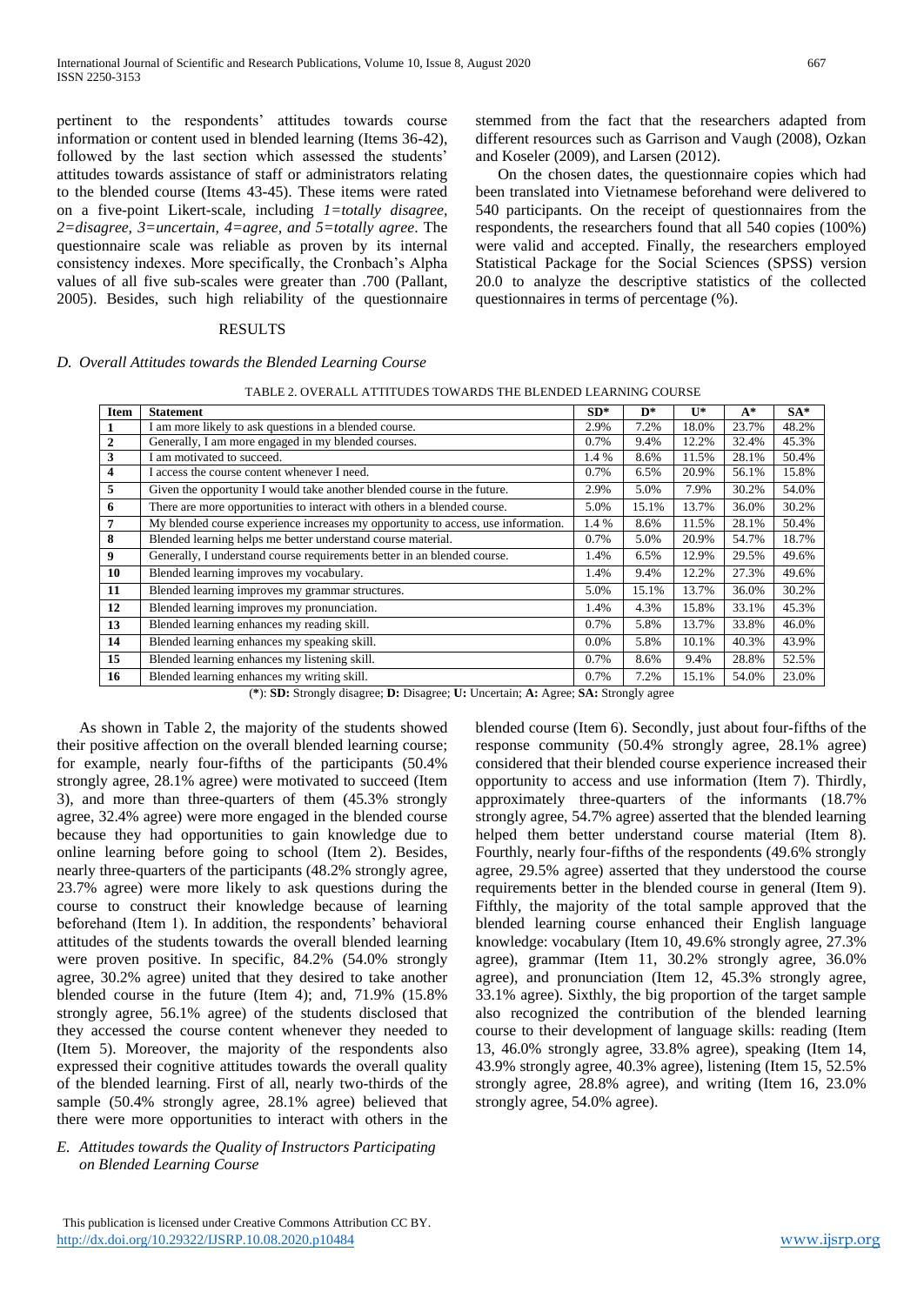pertinent to the respondents' attitudes towards course information or content used in blended learning (Items 36-42), followed by the last section which assessed the students' attitudes towards assistance of staff or administrators relating to the blended course (Items 43-45). These items were rated on a five-point Likert-scale, including *1=totally disagree, 2=disagree, 3=uncertain, 4=agree, and 5=totally agree*. The questionnaire scale was reliable as proven by its internal consistency indexes. More specifically, the Cronbach's Alpha values of all five sub-scales were greater than .700 (Pallant, 2005). Besides, such high reliability of the questionnaire stemmed from the fact that the researchers adapted from different resources such as Garrison and Vaugh (2008), Ozkan and Koseler (2009), and Larsen (2012).

On the chosen dates, the questionnaire copies which had been translated into Vietnamese beforehand were delivered to 540 participants. On the receipt of questionnaires from the respondents, the researchers found that all 540 copies (100%) were valid and accepted. Finally, the researchers employed Statistical Package for the Social Sciences (SPSS) version 20.0 to analyze the descriptive statistics of the collected questionnaires in terms of percentage (%).

## RESULTS

### *D. Overall Attitudes towards the Blended Learning Course*

TABLE 2. OVERALL ATTITUDES TOWARDS THE BLENDED LEARNING COURSE

| Item | Statement | SD* | D* | U* | A* | SA* |
|---|---|---|---|---|---|---|
| **1** | I am more likely to ask questions in a blended course. | 2.9% | 7.2% | 18.0% | 23.7% | 48.2% |
| **2** | Generally, I am more engaged in my blended courses. | 0.7% | 9.4% | 12.2% | 32.4% | 45.3% |
| **3** | I am motivated to succeed. | 1.4 % | 8.6% | 11.5% | 28.1% | 50.4% |
| **4** | I access the course content whenever I need. | 0.7% | 6.5% | 20.9% | 56.1% | 15.8% |
| **5** | Given the opportunity I would take another blended course in the future. | 2.9% | 5.0% | 7.9% | 30.2% | 54.0% |
| **6** | There are more opportunities to interact with others in a blended course. | 5.0% | 15.1% | 13.7% | 36.0% | 30.2% |
| **7** | My blended course experience increases my opportunity to access, use information. | 1.4 % | 8.6% | 11.5% | 28.1% | 50.4% |
| **8** | Blended learning helps me better understand course material. | 0.7% | 5.0% | 20.9% | 54.7% | 18.7% |
| **9** | Generally, I understand course requirements better in an blended course. | 1.4% | 6.5% | 12.9% | 29.5% | 49.6% |
| **10** | Blended learning improves my vocabulary. | 1.4% | 9.4% | 12.2% | 27.3% | 49.6% |
| **11** | Blended learning improves my grammar structures. | 5.0% | 15.1% | 13.7% | 36.0% | 30.2% |
| **12** | Blended learning improves my pronunciation. | 1.4% | 4.3% | 15.8% | 33.1% | 45.3% |
| **13** | Blended learning enhances my reading skill. | 0.7% | 5.8% | 13.7% | 33.8% | 46.0% |
| **14** | Blended learning enhances my speaking skill. | 0.0% | 5.8% | 10.1% | 40.3% | 43.9% |
| **15** | Blended learning enhances my listening skill. | 0.7% | 8.6% | 9.4% | 28.8% | 52.5% |
| **16** | Blended learning enhances my writing skill. | 0.7% | 7.2% | 15.1% | 54.0% | 23.0% |

(*): **SD:** Strongly disagree; **D:** Disagree; **U:** Uncertain; **A:** Agree; **SA:** Strongly agree

As shown in Table 2, the majority of the students showed their positive affection on the overall blended learning course; for example, nearly four-fifths of the participants (50.4% strongly agree, 28.1% agree) were motivated to succeed (Item 3), and more than three-quarters of them (45.3% strongly agree, 32.4% agree) were more engaged in the blended course because they had opportunities to gain knowledge due to online learning before going to school (Item 2). Besides, nearly three-quarters of the participants (48.2% strongly agree, 23.7% agree) were more likely to ask questions during the course to construct their knowledge because of learning beforehand (Item 1). In addition, the respondents' behavioral attitudes of the students towards the overall blended learning were proven positive. In specific, 84.2% (54.0% strongly agree, 30.2% agree) united that they desired to take another blended course in the future (Item 4); and, 71.9% (15.8% strongly agree, 56.1% agree) of the students disclosed that they accessed the course content whenever they needed to (Item 5). Moreover, the majority of the respondents also expressed their cognitive attitudes towards the overall quality of the blended learning. First of all, nearly two-thirds of the sample (50.4% strongly agree, 28.1% agree) believed that there were more opportunities to interact with others in the blended course (Item 6). Secondly, just about four-fifths of the response community (50.4% strongly agree, 28.1% agree) considered that their blended course experience increased their opportunity to access and use information (Item 7). Thirdly, approximately three-quarters of the informants (18.7% strongly agree, 54.7% agree) asserted that the blended learning helped them better understand course material (Item 8). Fourthly, nearly four-fifths of the respondents (49.6% strongly agree, 29.5% agree) asserted that they understood the course requirements better in the blended course in general (Item 9). Fifthly, the majority of the total sample approved that the blended learning course enhanced their English language knowledge: vocabulary (Item 10, 49.6% strongly agree, 27.3% agree), grammar (Item 11, 30.2% strongly agree, 36.0% agree), and pronunciation (Item 12, 45.3% strongly agree, 33.1% agree). Sixthly, the big proportion of the target sample also recognized the contribution of the blended learning course to their development of language skills: reading (Item 13, 46.0% strongly agree, 33.8% agree), speaking (Item 14, 43.9% strongly agree, 40.3% agree), listening (Item 15, 52.5% strongly agree, 28.8% agree), and writing (Item 16, 23.0% strongly agree, 54.0% agree).

### *E. Attitudes towards the Quality of Instructors Participating on Blended Learning Course*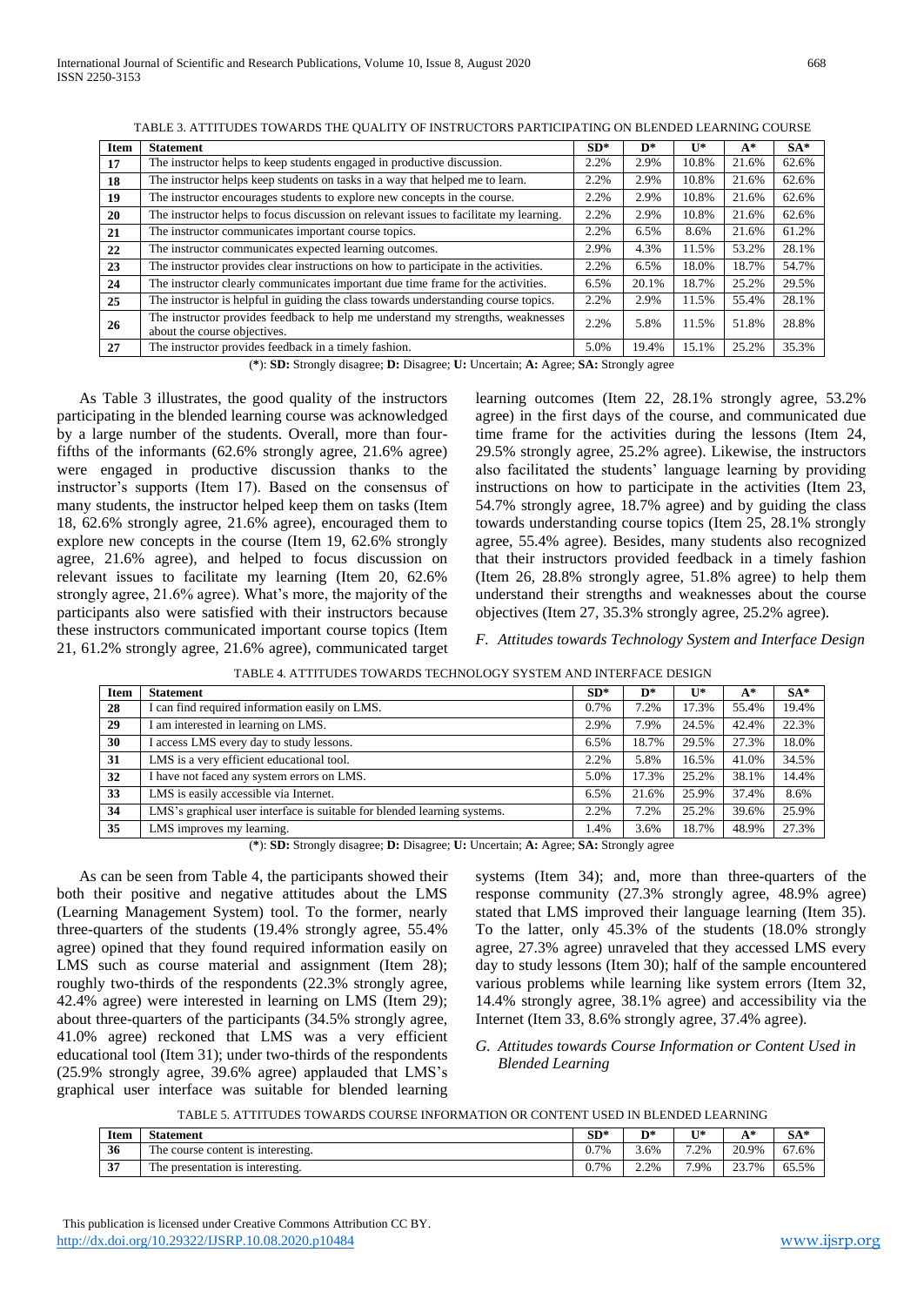TABLE 3. ATTITUDES TOWARDS THE QUALITY OF INSTRUCTORS PARTICIPATING ON BLENDED LEARNING COURSE

| Item | Statement | SD* | D* | U* | A* | SA* |
|---|---|---|---|---|---|---|
| 17 | The instructor helps to keep students engaged in productive discussion. | 2.2% | 2.9% | 10.8% | 21.6% | 62.6% |
| 18 | The instructor helps keep students on tasks in a way that helped me to learn. | 2.2% | 2.9% | 10.8% | 21.6% | 62.6% |
| 19 | The instructor encourages students to explore new concepts in the course. | 2.2% | 2.9% | 10.8% | 21.6% | 62.6% |
| 20 | The instructor helps to focus discussion on relevant issues to facilitate my learning. | 2.2% | 2.9% | 10.8% | 21.6% | 62.6% |
| 21 | The instructor communicates important course topics. | 2.2% | 6.5% | 8.6% | 21.6% | 61.2% |
| 22 | The instructor communicates expected learning outcomes. | 2.9% | 4.3% | 11.5% | 53.2% | 28.1% |
| 23 | The instructor provides clear instructions on how to participate in the activities. | 2.2% | 6.5% | 18.0% | 18.7% | 54.7% |
| 24 | The instructor clearly communicates important due time frame for the activities. | 6.5% | 20.1% | 18.7% | 25.2% | 29.5% |
| 25 | The instructor is helpful in guiding the class towards understanding course topics. | 2.2% | 2.9% | 11.5% | 55.4% | 28.1% |
| 26 | The instructor provides feedback to help me understand my strengths, weaknesses about the course objectives. | 2.2% | 5.8% | 11.5% | 51.8% | 28.8% |
| 27 | The instructor provides feedback in a timely fashion. | 5.0% | 19.4% | 15.1% | 25.2% | 35.3% |

(*): **SD:** Strongly disagree; **D:** Disagree; **U:** Uncertain; **A:** Agree; **SA:** Strongly agree

As Table 3 illustrates, the good quality of the instructors participating in the blended learning course was acknowledged by a large number of the students. Overall, more than four-fifths of the informants (62.6% strongly agree, 21.6% agree) were engaged in productive discussion thanks to the instructor's supports (Item 17). Based on the consensus of many students, the instructor helped keep them on tasks (Item 18, 62.6% strongly agree, 21.6% agree), encouraged them to explore new concepts in the course (Item 19, 62.6% strongly agree, 21.6% agree), and helped to focus discussion on relevant issues to facilitate my learning (Item 20, 62.6% strongly agree, 21.6% agree). What's more, the majority of the participants also were satisfied with their instructors because these instructors communicated important course topics (Item 21, 61.2% strongly agree, 21.6% agree), communicated target learning outcomes (Item 22, 28.1% strongly agree, 53.2% agree) in the first days of the course, and communicated due time frame for the activities during the lessons (Item 24, 29.5% strongly agree, 25.2% agree). Likewise, the instructors also facilitated the students' language learning by providing instructions on how to participate in the activities (Item 23, 54.7% strongly agree, 18.7% agree) and by guiding the class towards understanding course topics (Item 25, 28.1% strongly agree, 55.4% agree). Besides, many students also recognized that their instructors provided feedback in a timely fashion (Item 26, 28.8% strongly agree, 51.8% agree) to help them understand their strengths and weaknesses about the course objectives (Item 27, 35.3% strongly agree, 25.2% agree).

### *F. Attitudes towards Technology System and Interface Design*

TABLE 4. ATTITUDES TOWARDS TECHNOLOGY SYSTEM AND INTERFACE DESIGN

| Item | Statement | SD* | D* | U* | A* | SA* |
|---|---|---|---|---|---|---|
| 28 | I can find required information easily on LMS. | 0.7% | 7.2% | 17.3% | 55.4% | 19.4% |
| 29 | I am interested in learning on LMS. | 2.9% | 7.9% | 24.5% | 42.4% | 22.3% |
| 30 | I access LMS every day to study lessons. | 6.5% | 18.7% | 29.5% | 27.3% | 18.0% |
| 31 | LMS is a very efficient educational tool. | 2.2% | 5.8% | 16.5% | 41.0% | 34.5% |
| 32 | I have not faced any system errors on LMS. | 5.0% | 17.3% | 25.2% | 38.1% | 14.4% |
| 33 | LMS is easily accessible via Internet. | 6.5% | 21.6% | 25.9% | 37.4% | 8.6% |
| 34 | LMS's graphical user interface is suitable for blended learning systems. | 2.2% | 7.2% | 25.2% | 39.6% | 25.9% |
| 35 | LMS improves my learning. | 1.4% | 3.6% | 18.7% | 48.9% | 27.3% |

(*): **SD:** Strongly disagree; **D:** Disagree; **U:** Uncertain; **A:** Agree; **SA:** Strongly agree

As can be seen from Table 4, the participants showed their both their positive and negative attitudes about the LMS (Learning Management System) tool. To the former, nearly three-quarters of the students (19.4% strongly agree, 55.4% agree) opined that they found required information easily on LMS such as course material and assignment (Item 28); roughly two-thirds of the respondents (22.3% strongly agree, 42.4% agree) were interested in learning on LMS (Item 29); about three-quarters of the participants (34.5% strongly agree, 41.0% agree) reckoned that LMS was a very efficient educational tool (Item 31); under two-thirds of the respondents (25.9% strongly agree, 39.6% agree) applauded that LMS's graphical user interface was suitable for blended learning systems (Item 34); and, more than three-quarters of the response community (27.3% strongly agree, 48.9% agree) stated that LMS improved their language learning (Item 35). To the latter, only 45.3% of the students (18.0% strongly agree, 27.3% agree) unraveled that they accessed LMS every day to study lessons (Item 30); half of the sample encountered various problems while learning like system errors (Item 32, 14.4% strongly agree, 38.1% agree) and accessibility via the Internet (Item 33, 8.6% strongly agree, 37.4% agree).

### *G. Attitudes towards Course Information or Content Used in Blended Learning*

TABLE 5. ATTITUDES TOWARDS COURSE INFORMATION OR CONTENT USED IN BLENDED LEARNING

| Item | Statement | SD* | D* | U* | A* | SA* |
|---|---|---|---|---|---|---|
| 36 | The course content is interesting. | 0.7% | 3.6% | 7.2% | 20.9% | 67.6% |
| 37 | The presentation is interesting. | 0.7% | 2.2% | 7.9% | 23.7% | 65.5% |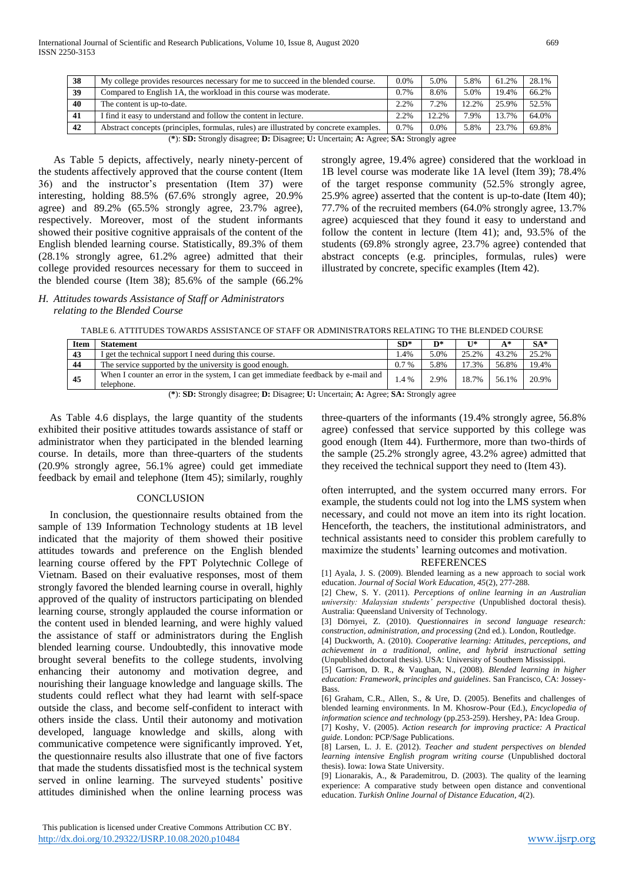| 38 | My college provides resources necessary for me to succeed in the blended course. | 0.0% | 5.0% | 5.8% | 61.2% | 28.1% |
|---|---|---|---|---|---|---|
| 39 | Compared to English 1A, the workload in this course was moderate. | 0.7% | 8.6% | 5.0% | 19.4% | 66.2% |
| 40 | The content is up-to-date. | 2.2% | 7.2% | 12.2% | 25.9% | 52.5% |
| 41 | I find it easy to understand and follow the content in lecture. | 2.2% | 12.2% | 7.9% | 13.7% | 64.0% |
| 42 | Abstract concepts (principles, formulas, rules) are illustrated by concrete examples. | 0.7% | 0.0% | 5.8% | 23.7% | 69.8% |

(*): **SD:** Strongly disagree; **D:** Disagree; **U:** Uncertain; **A:** Agree; **SA:** Strongly agree

As Table 5 depicts, affectively, nearly ninety-percent of the students affectively approved that the course content (Item 36) and the instructor's presentation (Item 37) were interesting, holding 88.5% (67.6% strongly agree, 20.9% agree) and 89.2% (65.5% strongly agree, 23.7% agree), respectively. Moreover, most of the student informants showed their positive cognitive appraisals of the content of the English blended learning course. Statistically, 89.3% of them (28.1% strongly agree, 61.2% agree) admitted that their college provided resources necessary for them to succeed in the blended course (Item 38); 85.6% of the sample (66.2% strongly agree, 19.4% agree) considered that the workload in 1B level course was moderate like 1A level (Item 39); 78.4% of the target response community (52.5% strongly agree, 25.9% agree) asserted that the content is up-to-date (Item 40); 77.7% of the recruited members (64.0% strongly agree, 13.7% agree) acquiesced that they found it easy to understand and follow the content in lecture (Item 41); and, 93.5% of the students (69.8% strongly agree, 23.7% agree) contended that abstract concepts (e.g. principles, formulas, rules) were illustrated by concrete, specific examples (Item 42).

### *H. Attitudes towards Assistance of Staff or Administrators relating to the Blended Course*

TABLE 6. ATTITUDES TOWARDS ASSISTANCE OF STAFF OR ADMINISTRATORS RELATING TO THE BLENDED COURSE

| Item | Statement | SD* | D* | U* | A* | SA* |
|---|---|---|---|---|---|---|
| 43 | I get the technical support I need during this course. | 1.4% | 5.0% | 25.2% | 43.2% | 25.2% |
| 44 | The service supported by the university is good enough. | 0.7 % | 5.8% | 17.3% | 56.8% | 19.4% |
| 45 | When I counter an error in the system, I can get immediate feedback by e-mail and telephone. | 1.4 % | 2.9% | 18.7% | 56.1% | 20.9% |

(*): **SD:** Strongly disagree; **D:** Disagree; **U:** Uncertain; **A:** Agree; **SA:** Strongly agree

As Table 4.6 displays, the large quantity of the students exhibited their positive attitudes towards assistance of staff or administrator when they participated in the blended learning course. In details, more than three-quarters of the students (20.9% strongly agree, 56.1% agree) could get immediate feedback by email and telephone (Item 45); similarly, roughly three-quarters of the informants (19.4% strongly agree, 56.8% agree) confessed that service supported by this college was good enough (Item 44). Furthermore, more than two-thirds of the sample (25.2% strongly agree, 43.2% agree) admitted that they received the technical support they need to (Item 43).

## CONCLUSION

In conclusion, the questionnaire results obtained from the sample of 139 Information Technology students at 1B level indicated that the majority of them showed their positive attitudes towards and preference on the English blended learning course offered by the FPT Polytechnic College of Vietnam. Based on their evaluative responses, most of them strongly favored the blended learning course in overall, highly approved of the quality of instructors participating on blended learning course, strongly applauded the course information or the content used in blended learning, and were highly valued the assistance of staff or administrators during the English blended learning course. Undoubtedly, this innovative mode brought several benefits to the college students, involving enhancing their autonomy and motivation degree, and nourishing their language knowledge and language skills. The students could reflect what they had learnt with self-space outside the class, and become self-confident to interact with others inside the class. Until their autonomy and motivation developed, language knowledge and skills, along with communicative competence were significantly improved. Yet, the questionnaire results also illustrate that one of five factors that made the students dissatisfied most is the technical system served in online learning. The surveyed students' positive attitudes diminished when the online learning process was often interrupted, and the system occurred many errors. For example, the students could not log into the LMS system when necessary, and could not move an item into its right location. Henceforth, the teachers, the institutional administrators, and technical assistants need to consider this problem carefully to maximize the students' learning outcomes and motivation.

## REFERENCES

[1] Ayala, J. S. (2009). Blended learning as a new approach to social work education. *Journal of Social Work Education, 45*(2), 277-288.

[2] Chew, S. Y. (2011). *Perceptions of online learning in an Australian university: Malaysian students' perspective* (Unpublished doctoral thesis). Australia: Queensland University of Technology.

[3] Dörnyei, Z. (2010). *Questionnaires in second language research: construction, administration, and processing* (2nd ed.). London, Routledge.

[4] Duckworth, A. (2010). *Cooperative learning: Attitudes, perceptions, and achievement in a traditional, online, and hybrid instructional setting* (Unpublished doctoral thesis). USA: University of Southern Mississippi.

[5] Garrison, D. R., & Vaughan, N., (2008). *Blended learning in higher education: Framework, principles and guidelines*. San Francisco, CA: Jossey-Bass.

[6] Graham, C.R., Allen, S., & Ure, D. (2005). Benefits and challenges of blended learning environments. In M. Khosrow-Pour (Ed.), *Encyclopedia of information science and technology* (pp.253-259). Hershey, PA: Idea Group.

[7] Koshy, V. (2005). *Action research for improving practice: A Practical guide*. London: PCP/Sage Publications.

[8] Larsen, L. J. E. (2012). *Teacher and student perspectives on blended learning intensive English program writing course* (Unpublished doctoral thesis). Iowa: Iowa State University.

[9] Lionarakis, A., & Parademitrou, D. (2003). The quality of the learning experience: A comparative study between open distance and conventional education. *Turkish Online Journal of Distance Education, 4*(2).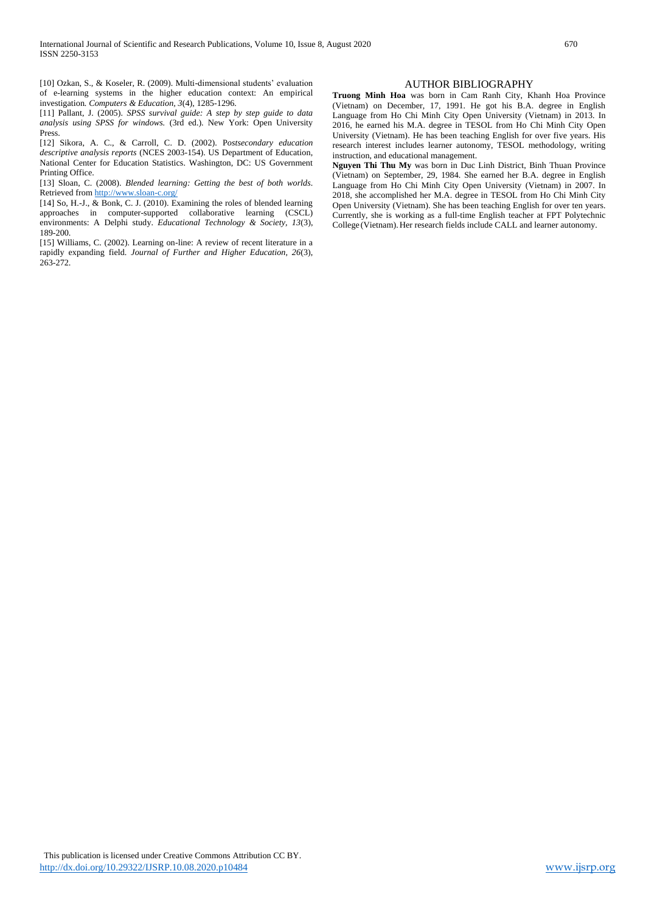[10] Ozkan, S., & Koseler, R. (2009). Multi-dimensional students' evaluation of e-learning systems in the higher education context: An empirical investigation. *Computers & Education, 3*(4), 1285-1296.

[11] Pallant, J. (2005). *SPSS survival guide: A step by step guide to data analysis using SPSS for windows.* (3rd ed.). New York: Open University Press.

[12] Sikora, A. C., & Carroll, C. D. (2002). P*ostsecondary education descriptive analysis reports* (NCES 2003-154). US Department of Education, National Center for Education Statistics. Washington, DC: US Government Printing Office.

[13] Sloan, C. (2008). *Blended learning: Getting the best of both worlds*. Retrieved from http://www.sloan-c.org/

[14] So, H.-J., & Bonk, C. J. (2010). Examining the roles of blended learning approaches in computer-supported collaborative learning (CSCL) environments: A Delphi study. *Educational Technology & Society, 13*(3), 189-200.

[15] Williams, C. (2002). Learning on-line: A review of recent literature in a rapidly expanding field. *Journal of Further and Higher Education, 26*(3), 263-272.

## AUTHOR BIBLIOGRAPHY

**Truong Minh Hoa** was born in Cam Ranh City, Khanh Hoa Province (Vietnam) on December, 17, 1991. He got his B.A. degree in English Language from Ho Chi Minh City Open University (Vietnam) in 2013. In 2016, he earned his M.A. degree in TESOL from Ho Chi Minh City Open University (Vietnam). He has been teaching English for over five years. His research interest includes learner autonomy, TESOL methodology, writing instruction, and educational management.

**Nguyen Thi Thu My** was born in Duc Linh District, Binh Thuan Province (Vietnam) on September, 29, 1984. She earned her B.A. degree in English Language from Ho Chi Minh City Open University (Vietnam) in 2007. In 2018, she accomplished her M.A. degree in TESOL from Ho Chi Minh City Open University (Vietnam). She has been teaching English for over ten years. Currently, she is working as a full-time English teacher at FPT Polytechnic College (Vietnam). Her research fields include CALL and learner autonomy.

This publication is licensed under Creative Commons Attribution CC BY.
http://dx.doi.org/10.29322/IJSRP.10.08.2020.p10484